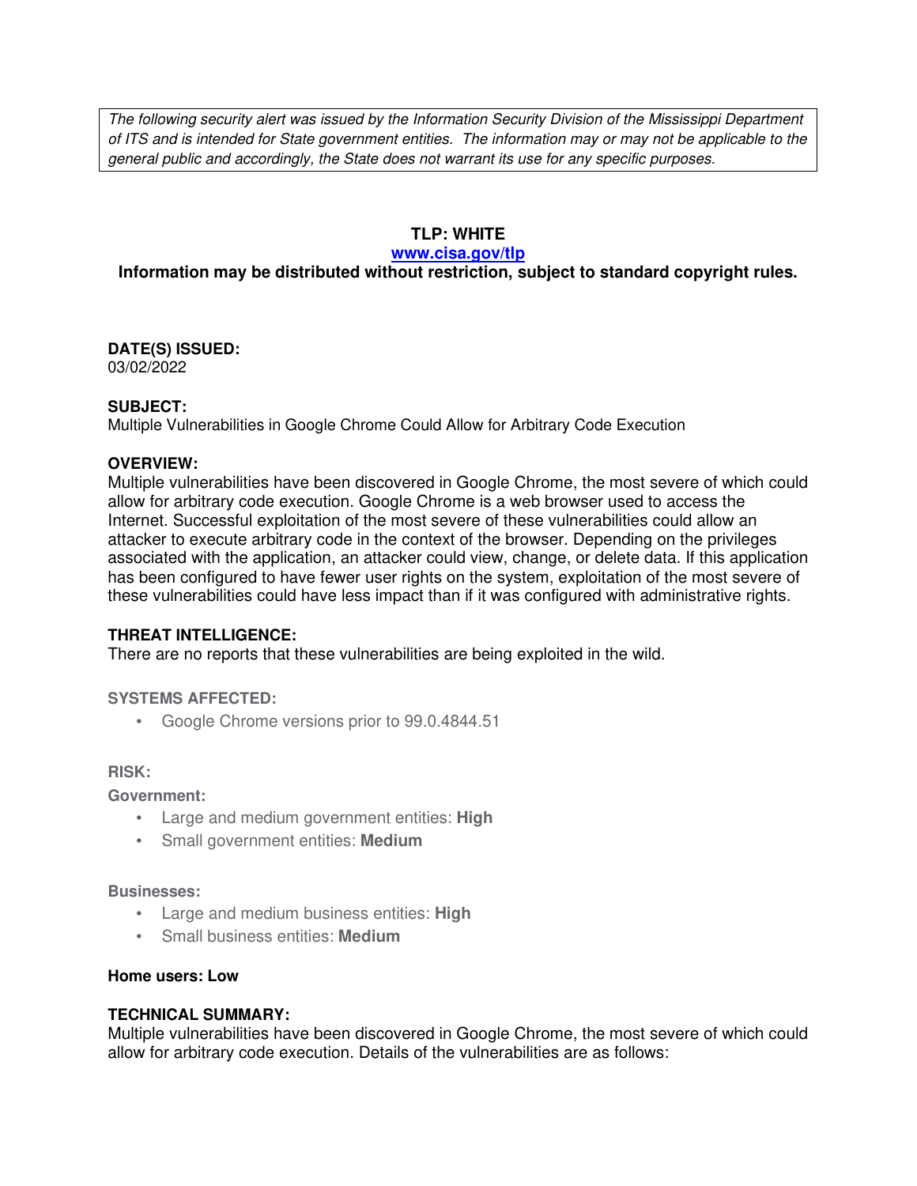*The following security alert was issued by the Information Security Division of the Mississippi Department of ITS and is intended for State government entities. The information may or may not be applicable to the general public and accordingly, the State does not warrant its use for any specific purposes.*

**TLP: WHITE**

**www.cisa.gov/tlp**

**Information may be distributed without restriction, subject to standard copyright rules.**

**DATE(S) ISSUED:**
03/02/2022

**SUBJECT:**
Multiple Vulnerabilities in Google Chrome Could Allow for Arbitrary Code Execution

**OVERVIEW:**
Multiple vulnerabilities have been discovered in Google Chrome, the most severe of which could allow for arbitrary code execution. Google Chrome is a web browser used to access the Internet. Successful exploitation of the most severe of these vulnerabilities could allow an attacker to execute arbitrary code in the context of the browser. Depending on the privileges associated with the application, an attacker could view, change, or delete data. If this application has been configured to have fewer user rights on the system, exploitation of the most severe of these vulnerabilities could have less impact than if it was configured with administrative rights.

**THREAT INTELLIGENCE:**
There are no reports that these vulnerabilities are being exploited in the wild.

**SYSTEMS AFFECTED:**

- Google Chrome versions prior to 99.0.4844.51

**RISK:**

**Government:**

- Large and medium government entities: **High**
- Small government entities: **Medium**

**Businesses:**

- Large and medium business entities: **High**
- Small business entities: **Medium**

**Home users: Low**

**TECHNICAL SUMMARY:**
Multiple vulnerabilities have been discovered in Google Chrome, the most severe of which could allow for arbitrary code execution. Details of the vulnerabilities are as follows: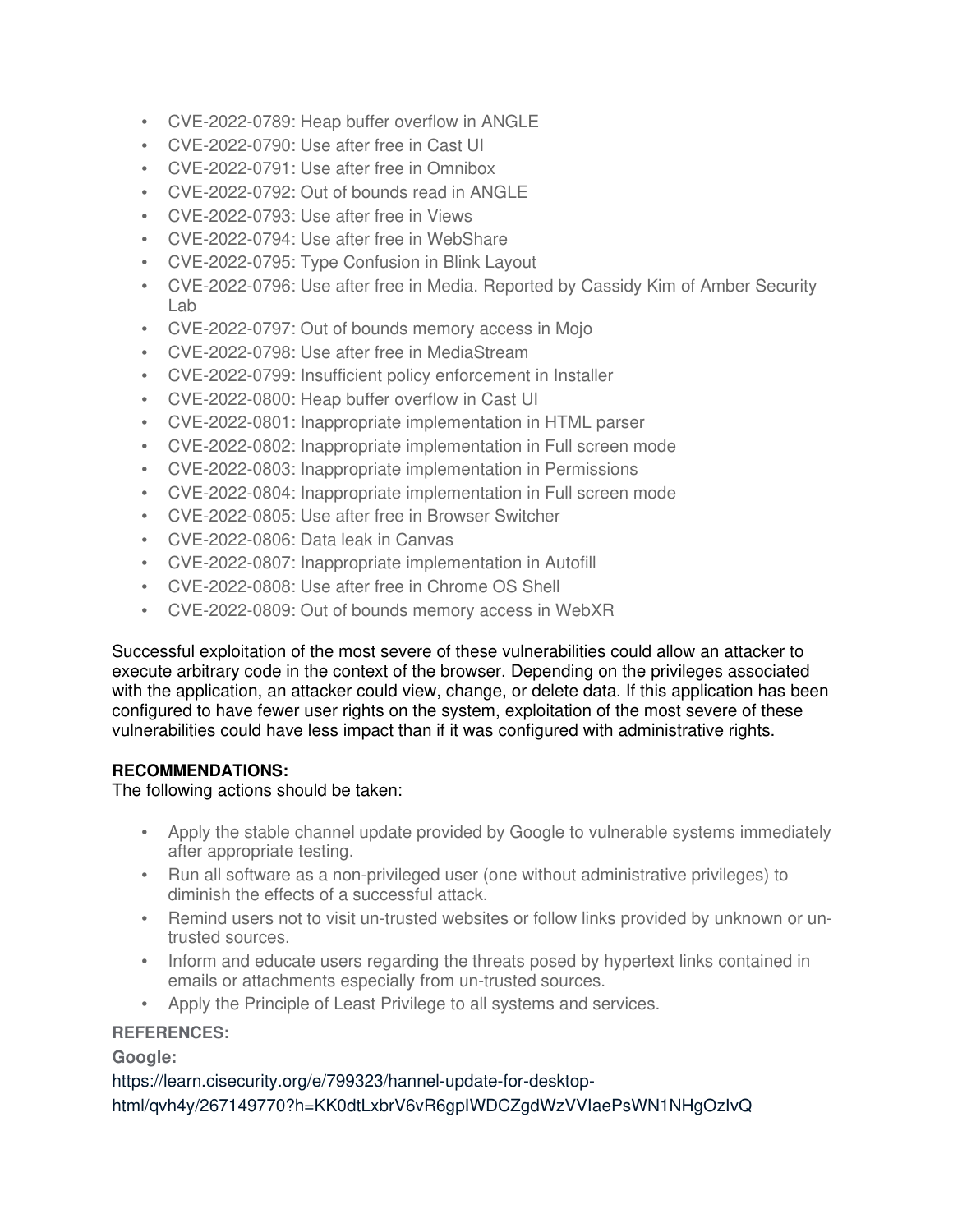- CVE-2022-0789: Heap buffer overflow in ANGLE
- CVE-2022-0790: Use after free in Cast UI
- CVE-2022-0791: Use after free in Omnibox
- CVE-2022-0792: Out of bounds read in ANGLE
- CVE-2022-0793: Use after free in Views
- CVE-2022-0794: Use after free in WebShare
- CVE-2022-0795: Type Confusion in Blink Layout
- CVE-2022-0796: Use after free in Media. Reported by Cassidy Kim of Amber Security Lab
- CVE-2022-0797: Out of bounds memory access in Mojo
- CVE-2022-0798: Use after free in MediaStream
- CVE-2022-0799: Insufficient policy enforcement in Installer
- CVE-2022-0800: Heap buffer overflow in Cast UI
- CVE-2022-0801: Inappropriate implementation in HTML parser
- CVE-2022-0802: Inappropriate implementation in Full screen mode
- CVE-2022-0803: Inappropriate implementation in Permissions
- CVE-2022-0804: Inappropriate implementation in Full screen mode
- CVE-2022-0805: Use after free in Browser Switcher
- CVE-2022-0806: Data leak in Canvas
- CVE-2022-0807: Inappropriate implementation in Autofill
- CVE-2022-0808: Use after free in Chrome OS Shell
- CVE-2022-0809: Out of bounds memory access in WebXR

Successful exploitation of the most severe of these vulnerabilities could allow an attacker to execute arbitrary code in the context of the browser. Depending on the privileges associated with the application, an attacker could view, change, or delete data. If this application has been configured to have fewer user rights on the system, exploitation of the most severe of these vulnerabilities could have less impact than if it was configured with administrative rights.

**RECOMMENDATIONS:**

The following actions should be taken:

- Apply the stable channel update provided by Google to vulnerable systems immediately after appropriate testing.
- Run all software as a non-privileged user (one without administrative privileges) to diminish the effects of a successful attack.
- Remind users not to visit un-trusted websites or follow links provided by unknown or un-trusted sources.
- Inform and educate users regarding the threats posed by hypertext links contained in emails or attachments especially from un-trusted sources.
- Apply the Principle of Least Privilege to all systems and services.

**REFERENCES:**

**Google:**

https://learn.cisecurity.org/e/799323/hannel-update-for-desktop-html/qvh4y/267149770?h=KK0dtLxbrV6vR6gpIWDCZgdWzVVIaePsWN1NHgOzIvQ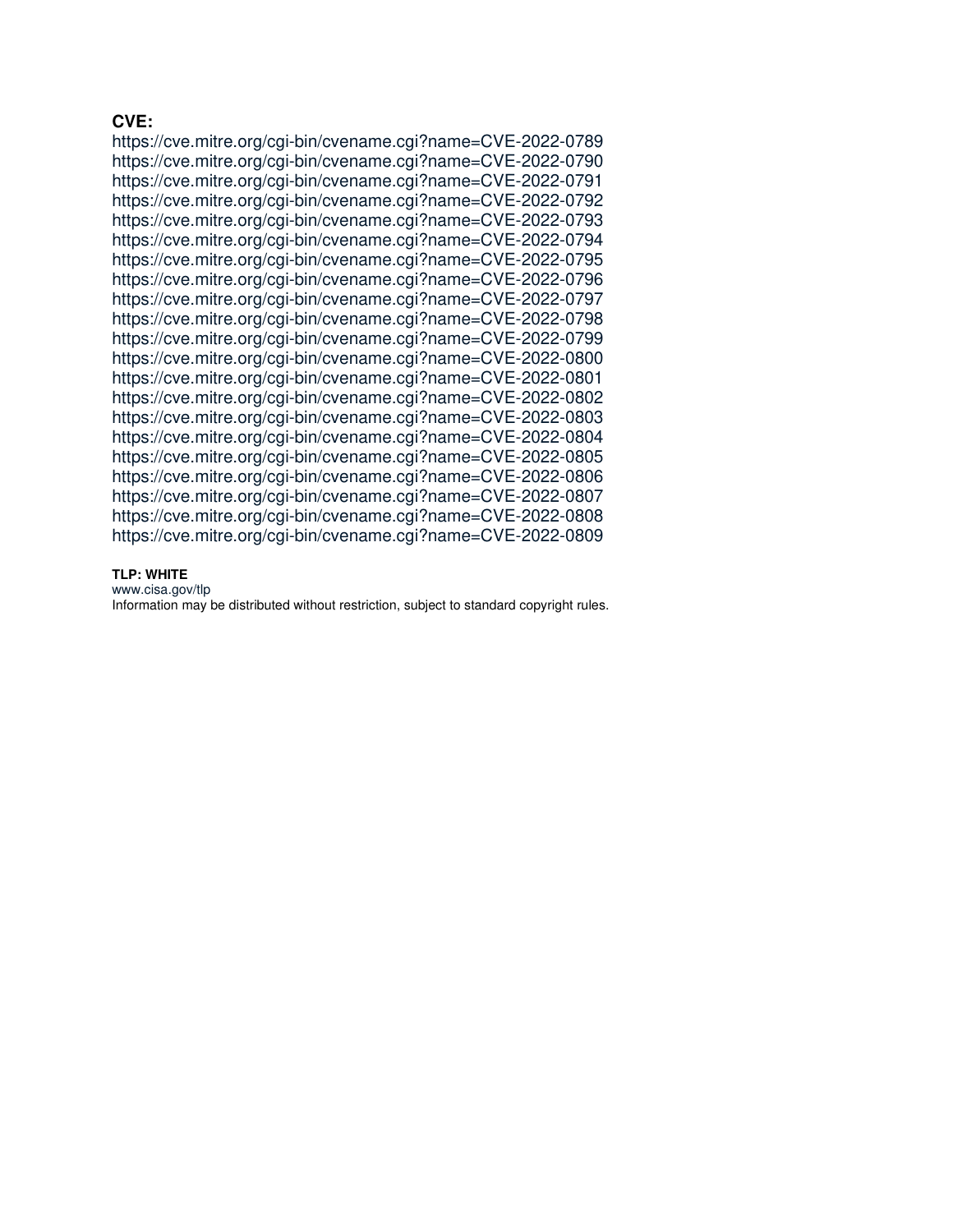**CVE:**

https://cve.mitre.org/cgi-bin/cvename.cgi?name=CVE-2022-0789
https://cve.mitre.org/cgi-bin/cvename.cgi?name=CVE-2022-0790
https://cve.mitre.org/cgi-bin/cvename.cgi?name=CVE-2022-0791
https://cve.mitre.org/cgi-bin/cvename.cgi?name=CVE-2022-0792
https://cve.mitre.org/cgi-bin/cvename.cgi?name=CVE-2022-0793
https://cve.mitre.org/cgi-bin/cvename.cgi?name=CVE-2022-0794
https://cve.mitre.org/cgi-bin/cvename.cgi?name=CVE-2022-0795
https://cve.mitre.org/cgi-bin/cvename.cgi?name=CVE-2022-0796
https://cve.mitre.org/cgi-bin/cvename.cgi?name=CVE-2022-0797
https://cve.mitre.org/cgi-bin/cvename.cgi?name=CVE-2022-0798
https://cve.mitre.org/cgi-bin/cvename.cgi?name=CVE-2022-0799
https://cve.mitre.org/cgi-bin/cvename.cgi?name=CVE-2022-0800
https://cve.mitre.org/cgi-bin/cvename.cgi?name=CVE-2022-0801
https://cve.mitre.org/cgi-bin/cvename.cgi?name=CVE-2022-0802
https://cve.mitre.org/cgi-bin/cvename.cgi?name=CVE-2022-0803
https://cve.mitre.org/cgi-bin/cvename.cgi?name=CVE-2022-0804
https://cve.mitre.org/cgi-bin/cvename.cgi?name=CVE-2022-0805
https://cve.mitre.org/cgi-bin/cvename.cgi?name=CVE-2022-0806
https://cve.mitre.org/cgi-bin/cvename.cgi?name=CVE-2022-0807
https://cve.mitre.org/cgi-bin/cvename.cgi?name=CVE-2022-0808
https://cve.mitre.org/cgi-bin/cvename.cgi?name=CVE-2022-0809

**TLP: WHITE**
www.cisa.gov/tlp
Information may be distributed without restriction, subject to standard copyright rules.